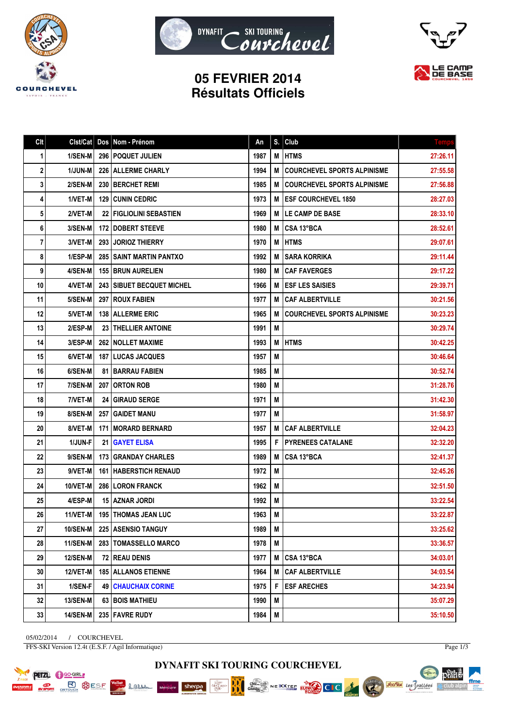# 05 FEVRIER 2014
## Résultats Officiels

| Clt | Clst/Cat | Dos | Nom - Prénom | An | S. | Club | Temps |
|---|---|---|---|---|---|---|---|
| 1 | 1/SEN-M | 296 | POQUET JULIEN | 1987 | M | HTMS | 27:26.11 |
| 2 | 1/JUN-M | 226 | ALLERME CHARLY | 1994 | M | COURCHEVEL SPORTS ALPINISME | 27:55.58 |
| 3 | 2/SEN-M | 230 | BERCHET REMI | 1985 | M | COURCHEVEL SPORTS ALPINISME | 27:56.88 |
| 4 | 1/VET-M | 129 | CUNIN CEDRIC | 1973 | M | ESF COURCHEVEL 1850 | 28:27.03 |
| 5 | 2/VET-M | 22 | FIGLIOLINI SEBASTIEN | 1969 | M | LE CAMP DE BASE | 28:33.10 |
| 6 | 3/SEN-M | 172 | DOBERT STEEVE | 1980 | M | CSA 13°BCA | 28:52.61 |
| 7 | 3/VET-M | 293 | JORIOZ THIERRY | 1970 | M | HTMS | 29:07.61 |
| 8 | 1/ESP-M | 285 | SAINT MARTIN PANTXO | 1992 | M | SARA KORRIKA | 29:11.44 |
| 9 | 4/SEN-M | 155 | BRUN AURELIEN | 1980 | M | CAF FAVERGES | 29:17.22 |
| 10 | 4/VET-M | 243 | SIBUET BECQUET MICHEL | 1966 | M | ESF LES SAISIES | 29:39.71 |
| 11 | 5/SEN-M | 297 | ROUX FABIEN | 1977 | M | CAF ALBERTVILLE | 30:21.56 |
| 12 | 5/VET-M | 138 | ALLERME ERIC | 1965 | M | COURCHEVEL SPORTS ALPINISME | 30:23.23 |
| 13 | 2/ESP-M | 23 | THELLIER ANTOINE | 1991 | M | | 30:29.74 |
| 14 | 3/ESP-M | 262 | NOLLET MAXIME | 1993 | M | HTMS | 30:42.25 |
| 15 | 6/VET-M | 187 | LUCAS JACQUES | 1957 | M | | 30:46.64 |
| 16 | 6/SEN-M | 81 | BARRAU FABIEN | 1985 | M | | 30:52.74 |
| 17 | 7/SEN-M | 207 | ORTON ROB | 1980 | M | | 31:28.76 |
| 18 | 7/VET-M | 24 | GIRAUD SERGE | 1971 | M | | 31:42.30 |
| 19 | 8/SEN-M | 257 | GAIDET MANU | 1977 | M | | 31:58.97 |
| 20 | 8/VET-M | 171 | MORARD BERNARD | 1957 | M | CAF ALBERTVILLE | 32:04.23 |
| 21 | 1/JUN-F | 21 | GAYET ELISA | 1995 | F | PYRENEES CATALANE | 32:32.20 |
| 22 | 9/SEN-M | 173 | GRANDAY CHARLES | 1989 | M | CSA 13°BCA | 32:41.37 |
| 23 | 9/VET-M | 161 | HABERSTICH RENAUD | 1972 | M | | 32:45.26 |
| 24 | 10/VET-M | 286 | LORON FRANCK | 1962 | M | | 32:51.50 |
| 25 | 4/ESP-M | 15 | AZNAR JORDI | 1992 | M | | 33:22.54 |
| 26 | 11/VET-M | 195 | THOMAS JEAN LUC | 1963 | M | | 33:22.87 |
| 27 | 10/SEN-M | 225 | ASENSIO TANGUY | 1989 | M | | 33:25.62 |
| 28 | 11/SEN-M | 283 | TOMASSELLO MARCO | 1978 | M | | 33:36.57 |
| 29 | 12/SEN-M | 72 | REAU DENIS | 1977 | M | CSA 13°BCA | 34:03.01 |
| 30 | 12/VET-M | 185 | ALLANOS ETIENNE | 1964 | M | CAF ALBERTVILLE | 34:03.54 |
| 31 | 1/SEN-F | 49 | CHAUCHAIX CORINE | 1975 | F | ESF ARECHES | 34:23.94 |
| 32 | 13/SEN-M | 63 | BOIS MATHIEU | 1990 | M | | 35:07.29 |
| 33 | 14/SEN-M | 235 | FAVRE RUDY | 1984 | M | | 35:10.50 |

05/02/2014 / COURCHEVEL

FFS-SKI Version 12.4t (E.S.F. / Agil Informatique)

**DYNAFIT SKI TOURING COURCHEVEL**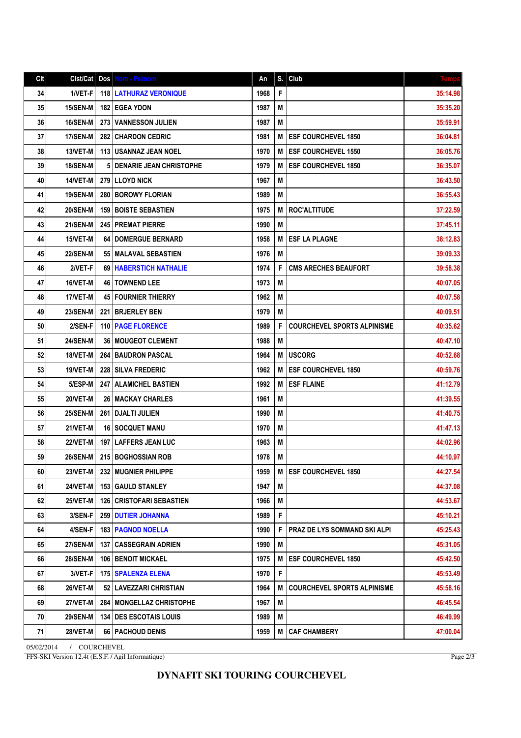| Clt | Clst/Cat | Dos | Nom - Prénom | An | S. | Club | Temps |
|---|---|---|---|---|---|---|---|
| 34 | 1/VET-F | 118 | LATHURAZ VERONIQUE | 1968 | F | | 35:14.98 |
| 35 | 15/SEN-M | 182 | EGEA YDON | 1987 | M | | 35:35.20 |
| 36 | 16/SEN-M | 273 | VANNESSON JULIEN | 1987 | M | | 35:59.91 |
| 37 | 17/SEN-M | 282 | CHARDON CEDRIC | 1981 | M | ESF COURCHEVEL 1850 | 36:04.81 |
| 38 | 13/VET-M | 113 | USANNAZ JEAN NOEL | 1970 | M | ESF COURCHEVEL 1550 | 36:05.76 |
| 39 | 18/SEN-M | 5 | DENARIE JEAN CHRISTOPHE | 1979 | M | ESF COURCHEVEL 1850 | 36:35.07 |
| 40 | 14/VET-M | 279 | LLOYD NICK | 1967 | M | | 36:43.50 |
| 41 | 19/SEN-M | 280 | BOROWY FLORIAN | 1989 | M | | 36:55.43 |
| 42 | 20/SEN-M | 159 | BOISTE SEBASTIEN | 1975 | M | ROC'ALTITUDE | 37:22.59 |
| 43 | 21/SEN-M | 245 | PREMAT PIERRE | 1990 | M | | 37:45.11 |
| 44 | 15/VET-M | 64 | DOMERGUE BERNARD | 1958 | M | ESF LA PLAGNE | 38:12.83 |
| 45 | 22/SEN-M | 55 | MALAVAL SEBASTIEN | 1976 | M | | 39:09.33 |
| 46 | 2/VET-F | 69 | HABERSTICH NATHALIE | 1974 | F | CMS ARECHES BEAUFORT | 39:58.38 |
| 47 | 16/VET-M | 46 | TOWNEND LEE | 1973 | M | | 40:07.05 |
| 48 | 17/VET-M | 45 | FOURNIER THIERRY | 1962 | M | | 40:07.58 |
| 49 | 23/SEN-M | 221 | BRJERLEY BEN | 1979 | M | | 40:09.51 |
| 50 | 2/SEN-F | 110 | PAGE FLORENCE | 1989 | F | COURCHEVEL SPORTS ALPINISME | 40:35.62 |
| 51 | 24/SEN-M | 36 | MOUGEOT CLEMENT | 1988 | M | | 40:47.10 |
| 52 | 18/VET-M | 264 | BAUDRON PASCAL | 1964 | M | USCORG | 40:52.68 |
| 53 | 19/VET-M | 228 | SILVA FREDERIC | 1962 | M | ESF COURCHEVEL 1850 | 40:59.76 |
| 54 | 5/ESP-M | 247 | ALAMICHEL BASTIEN | 1992 | M | ESF FLAINE | 41:12.79 |
| 55 | 20/VET-M | 26 | MACKAY CHARLES | 1961 | M | | 41:39.55 |
| 56 | 25/SEN-M | 261 | DJALTI JULIEN | 1990 | M | | 41:40.75 |
| 57 | 21/VET-M | 16 | SOCQUET MANU | 1970 | M | | 41:47.13 |
| 58 | 22/VET-M | 197 | LAFFERS JEAN LUC | 1963 | M | | 44:02.96 |
| 59 | 26/SEN-M | 215 | BOGHOSSIAN ROB | 1978 | M | | 44:10.97 |
| 60 | 23/VET-M | 232 | MUGNIER PHILIPPE | 1959 | M | ESF COURCHEVEL 1850 | 44:27.54 |
| 61 | 24/VET-M | 153 | GAULD STANLEY | 1947 | M | | 44:37.08 |
| 62 | 25/VET-M | 126 | CRISTOFARI SEBASTIEN | 1966 | M | | 44:53.67 |
| 63 | 3/SEN-F | 259 | DUTIER JOHANNA | 1989 | F | | 45:10.21 |
| 64 | 4/SEN-F | 183 | PAGNOD NOELLA | 1990 | F | PRAZ DE LYS SOMMAND SKI ALPI | 45:25.43 |
| 65 | 27/SEN-M | 137 | CASSEGRAIN ADRIEN | 1990 | M | | 45:31.05 |
| 66 | 28/SEN-M | 106 | BENOIT MICKAEL | 1975 | M | ESF COURCHEVEL 1850 | 45:42.50 |
| 67 | 3/VET-F | 175 | SPALENZA ELENA | 1970 | F | | 45:53.49 |
| 68 | 26/VET-M | 52 | LAVEZZARI CHRISTIAN | 1964 | M | COURCHEVEL SPORTS ALPINISME | 45:58.16 |
| 69 | 27/VET-M | 284 | MONGELLAZ CHRISTOPHE | 1967 | M | | 46:45.54 |
| 70 | 29/SEN-M | 134 | DES ESCOTAIS LOUIS | 1989 | M | | 46:49.99 |
| 71 | 28/VET-M | 66 | PACHOUD DENIS | 1959 | M | CAF CHAMBERY | 47:00.04 |

05/02/2014 / COURCHEVEL

FFS-SKI Version 12.4t (E.S.F. / Agil Informatique)

**DYNAFIT SKI TOURING COURCHEVEL**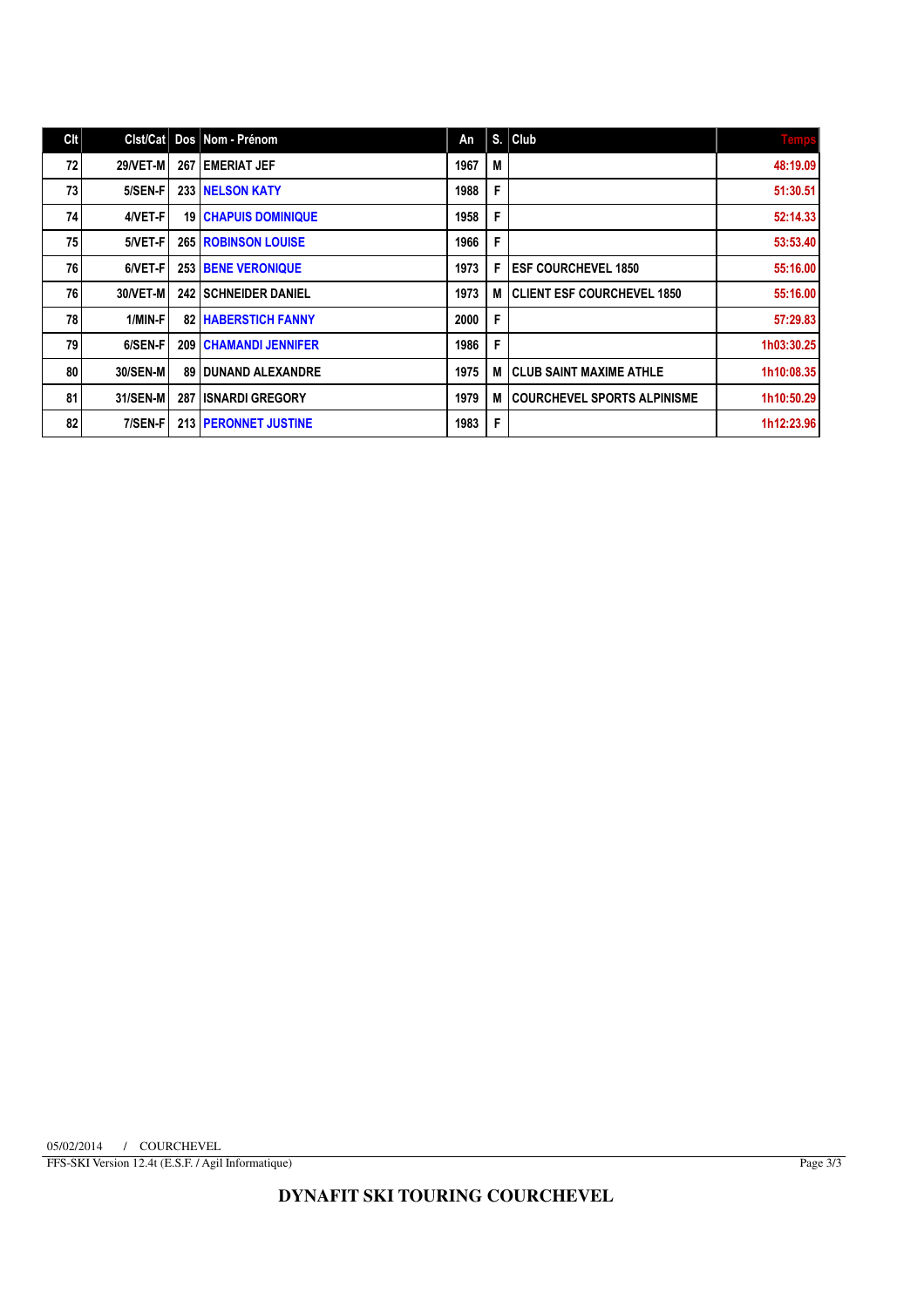| Clt | Clst/Cat | Dos | Nom - Prénom | An | S. | Club | Temps |
|---|---|---|---|---|---|---|---|
| 72 | 29/VET-M | 267 | EMERIAT JEF | 1967 | M | | 48:19.09 |
| 73 | 5/SEN-F | 233 | NELSON KATY | 1988 | F | | 51:30.51 |
| 74 | 4/VET-F | 19 | CHAPUIS DOMINIQUE | 1958 | F | | 52:14.33 |
| 75 | 5/VET-F | 265 | ROBINSON LOUISE | 1966 | F | | 53:53.40 |
| 76 | 6/VET-F | 253 | BENE VERONIQUE | 1973 | F | ESF COURCHEVEL 1850 | 55:16.00 |
| 76 | 30/VET-M | 242 | SCHNEIDER DANIEL | 1973 | M | CLIENT ESF COURCHEVEL 1850 | 55:16.00 |
| 78 | 1/MIN-F | 82 | HABERSTICH FANNY | 2000 | F | | 57:29.83 |
| 79 | 6/SEN-F | 209 | CHAMANDI JENNIFER | 1986 | F | | 1h03:30.25 |
| 80 | 30/SEN-M | 89 | DUNAND ALEXANDRE | 1975 | M | CLUB SAINT MAXIME ATHLE | 1h10:08.35 |
| 81 | 31/SEN-M | 287 | ISNARDI GREGORY | 1979 | M | COURCHEVEL SPORTS ALPINISME | 1h10:50.29 |
| 82 | 7/SEN-F | 213 | PERONNET JUSTINE | 1983 | F | | 1h12:23.96 |

05/02/2014 / COURCHEVEL

FFS-SKI Version 12.4t (E.S.F. / Agil Informatique)

**DYNAFIT SKI TOURING COURCHEVEL**